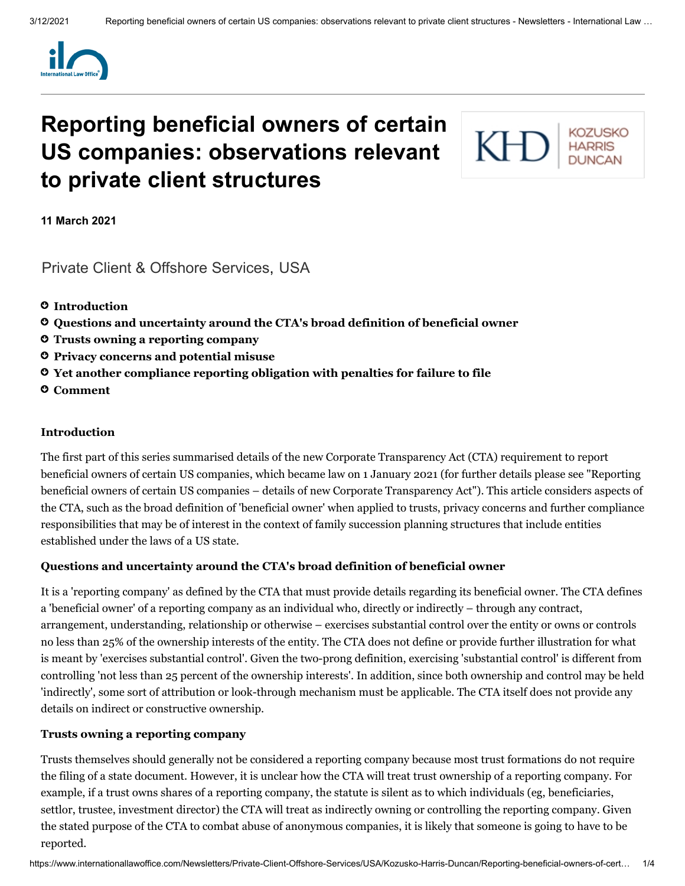# Reporting beneficial owners of certain US companies: observations relevant to private client structures

**11 March 2021**

Private Client & Offshore Services, USA

- **Introduction**
- **Questions and uncertainty around the CTA's broad definition of beneficial owner**
- **Trusts owning a reporting company**
- **Privacy concerns and potential misuse**
- **Yet another compliance reporting obligation with penalties for failure to file**
- **Comment**

### Introduction

The first part of this series summarised details of the new Corporate Transparency Act (CTA) requirement to report beneficial owners of certain US companies, which became law on 1 January 2021 (for further details please see "Reporting beneficial owners of certain US companies – details of new Corporate Transparency Act"). This article considers aspects of the CTA, such as the broad definition of 'beneficial owner' when applied to trusts, privacy concerns and further compliance responsibilities that may be of interest in the context of family succession planning structures that include entities established under the laws of a US state.

### Questions and uncertainty around the CTA's broad definition of beneficial owner

It is a 'reporting company' as defined by the CTA that must provide details regarding its beneficial owner. The CTA defines a 'beneficial owner' of a reporting company as an individual who, directly or indirectly – through any contract, arrangement, understanding, relationship or otherwise – exercises substantial control over the entity or owns or controls no less than 25% of the ownership interests of the entity. The CTA does not define or provide further illustration for what is meant by 'exercises substantial control'. Given the two-prong definition, exercising 'substantial control' is different from controlling 'not less than 25 percent of the ownership interests'. In addition, since both ownership and control may be held 'indirectly', some sort of attribution or look-through mechanism must be applicable. The CTA itself does not provide any details on indirect or constructive ownership.

### Trusts owning a reporting company

Trusts themselves should generally not be considered a reporting company because most trust formations do not require the filing of a state document. However, it is unclear how the CTA will treat trust ownership of a reporting company. For example, if a trust owns shares of a reporting company, the statute is silent as to which individuals (eg, beneficiaries, settlor, trustee, investment director) the CTA will treat as indirectly owning or controlling the reporting company. Given the stated purpose of the CTA to combat abuse of anonymous companies, it is likely that someone is going to have to be reported.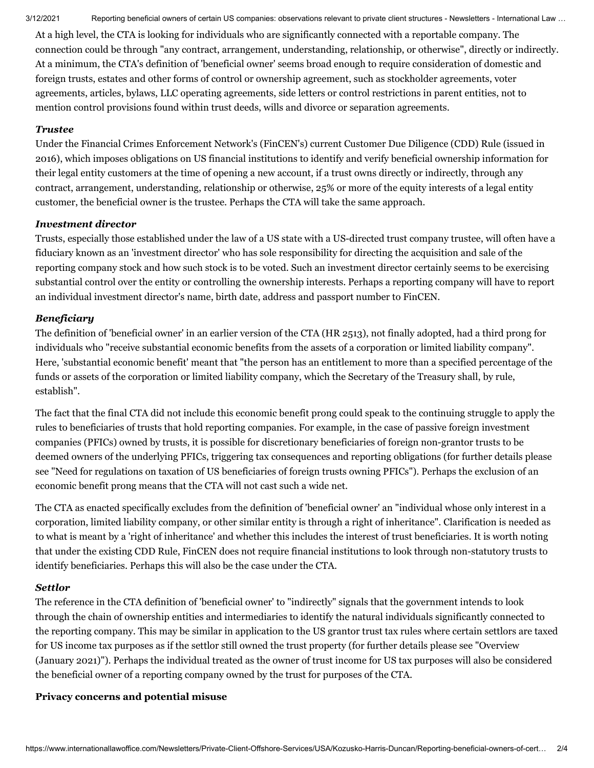At a high level, the CTA is looking for individuals who are significantly connected with a reportable company. The connection could be through "any contract, arrangement, understanding, relationship, or otherwise", directly or indirectly. At a minimum, the CTA's definition of 'beneficial owner' seems broad enough to require consideration of domestic and foreign trusts, estates and other forms of control or ownership agreement, such as stockholder agreements, voter agreements, articles, bylaws, LLC operating agreements, side letters or control restrictions in parent entities, not to mention control provisions found within trust deeds, wills and divorce or separation agreements.

### *Trustee*

Under the Financial Crimes Enforcement Network's (FinCEN's) current Customer Due Diligence (CDD) Rule (issued in 2016), which imposes obligations on US financial institutions to identify and verify beneficial ownership information for their legal entity customers at the time of opening a new account, if a trust owns directly or indirectly, through any contract, arrangement, understanding, relationship or otherwise, 25% or more of the equity interests of a legal entity customer, the beneficial owner is the trustee. Perhaps the CTA will take the same approach.

### *Investment director*

Trusts, especially those established under the law of a US state with a US-directed trust company trustee, will often have a fiduciary known as an 'investment director' who has sole responsibility for directing the acquisition and sale of the reporting company stock and how such stock is to be voted. Such an investment director certainly seems to be exercising substantial control over the entity or controlling the ownership interests. Perhaps a reporting company will have to report an individual investment director's name, birth date, address and passport number to FinCEN.

### *Beneficiary*

The definition of 'beneficial owner' in an earlier version of the CTA (HR 2513), not finally adopted, had a third prong for individuals who "receive substantial economic benefits from the assets of a corporation or limited liability company". Here, 'substantial economic benefit' meant that "the person has an entitlement to more than a specified percentage of the funds or assets of the corporation or limited liability company, which the Secretary of the Treasury shall, by rule, establish".

The fact that the final CTA did not include this economic benefit prong could speak to the continuing struggle to apply the rules to beneficiaries of trusts that hold reporting companies. For example, in the case of passive foreign investment companies (PFICs) owned by trusts, it is possible for discretionary beneficiaries of foreign non-grantor trusts to be deemed owners of the underlying PFICs, triggering tax consequences and reporting obligations (for further details please see "Need for regulations on taxation of US beneficiaries of foreign trusts owning PFICs"). Perhaps the exclusion of an economic benefit prong means that the CTA will not cast such a wide net.

The CTA as enacted specifically excludes from the definition of 'beneficial owner' an "individual whose only interest in a corporation, limited liability company, or other similar entity is through a right of inheritance". Clarification is needed as to what is meant by a 'right of inheritance' and whether this includes the interest of trust beneficiaries. It is worth noting that under the existing CDD Rule, FinCEN does not require financial institutions to look through non-statutory trusts to identify beneficiaries. Perhaps this will also be the case under the CTA.

### *Settlor*

The reference in the CTA definition of 'beneficial owner' to "indirectly" signals that the government intends to look through the chain of ownership entities and intermediaries to identify the natural individuals significantly connected to the reporting company. This may be similar in application to the US grantor trust tax rules where certain settlors are taxed for US income tax purposes as if the settlor still owned the trust property (for further details please see "Overview (January 2021)"). Perhaps the individual treated as the owner of trust income for US tax purposes will also be considered the beneficial owner of a reporting company owned by the trust for purposes of the CTA.

## Privacy concerns and potential misuse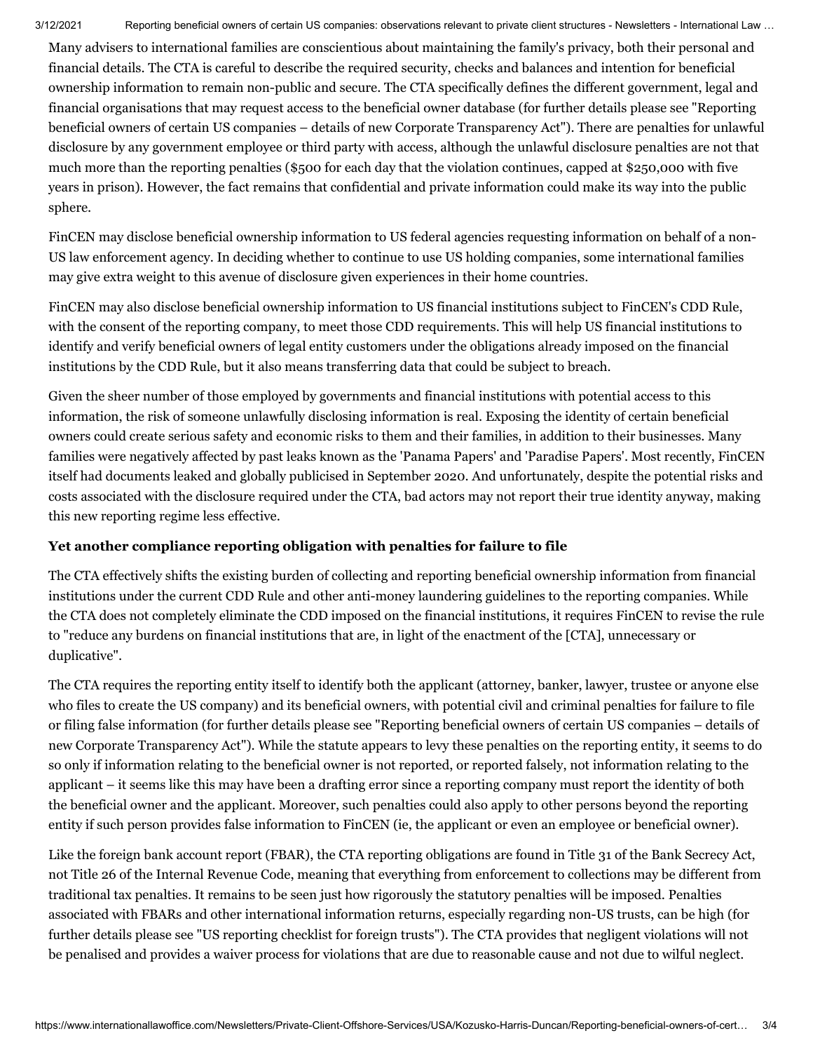Many advisers to international families are conscientious about maintaining the family's privacy, both their personal and financial details. The CTA is careful to describe the required security, checks and balances and intention for beneficial ownership information to remain non-public and secure. The CTA specifically defines the different government, legal and financial organisations that may request access to the beneficial owner database (for further details please see "Reporting beneficial owners of certain US companies – details of new Corporate Transparency Act"). There are penalties for unlawful disclosure by any government employee or third party with access, although the unlawful disclosure penalties are not that much more than the reporting penalties ($500 for each day that the violation continues, capped at $250,000 with five years in prison). However, the fact remains that confidential and private information could make its way into the public sphere.

FinCEN may disclose beneficial ownership information to US federal agencies requesting information on behalf of a non-US law enforcement agency. In deciding whether to continue to use US holding companies, some international families may give extra weight to this avenue of disclosure given experiences in their home countries.

FinCEN may also disclose beneficial ownership information to US financial institutions subject to FinCEN's CDD Rule, with the consent of the reporting company, to meet those CDD requirements. This will help US financial institutions to identify and verify beneficial owners of legal entity customers under the obligations already imposed on the financial institutions by the CDD Rule, but it also means transferring data that could be subject to breach.

Given the sheer number of those employed by governments and financial institutions with potential access to this information, the risk of someone unlawfully disclosing information is real. Exposing the identity of certain beneficial owners could create serious safety and economic risks to them and their families, in addition to their businesses. Many families were negatively affected by past leaks known as the 'Panama Papers' and 'Paradise Papers'. Most recently, FinCEN itself had documents leaked and globally publicised in September 2020. And unfortunately, despite the potential risks and costs associated with the disclosure required under the CTA, bad actors may not report their true identity anyway, making this new reporting regime less effective.

**Yet another compliance reporting obligation with penalties for failure to file**

The CTA effectively shifts the existing burden of collecting and reporting beneficial ownership information from financial institutions under the current CDD Rule and other anti-money laundering guidelines to the reporting companies. While the CTA does not completely eliminate the CDD imposed on the financial institutions, it requires FinCEN to revise the rule to "reduce any burdens on financial institutions that are, in light of the enactment of the [CTA], unnecessary or duplicative".

The CTA requires the reporting entity itself to identify both the applicant (attorney, banker, lawyer, trustee or anyone else who files to create the US company) and its beneficial owners, with potential civil and criminal penalties for failure to file or filing false information (for further details please see "Reporting beneficial owners of certain US companies – details of new Corporate Transparency Act"). While the statute appears to levy these penalties on the reporting entity, it seems to do so only if information relating to the beneficial owner is not reported, or reported falsely, not information relating to the applicant – it seems like this may have been a drafting error since a reporting company must report the identity of both the beneficial owner and the applicant. Moreover, such penalties could also apply to other persons beyond the reporting entity if such person provides false information to FinCEN (ie, the applicant or even an employee or beneficial owner).

Like the foreign bank account report (FBAR), the CTA reporting obligations are found in Title 31 of the Bank Secrecy Act, not Title 26 of the Internal Revenue Code, meaning that everything from enforcement to collections may be different from traditional tax penalties. It remains to be seen just how rigorously the statutory penalties will be imposed. Penalties associated with FBARs and other international information returns, especially regarding non-US trusts, can be high (for further details please see "US reporting checklist for foreign trusts"). The CTA provides that negligent violations will not be penalised and provides a waiver process for violations that are due to reasonable cause and not due to wilful neglect.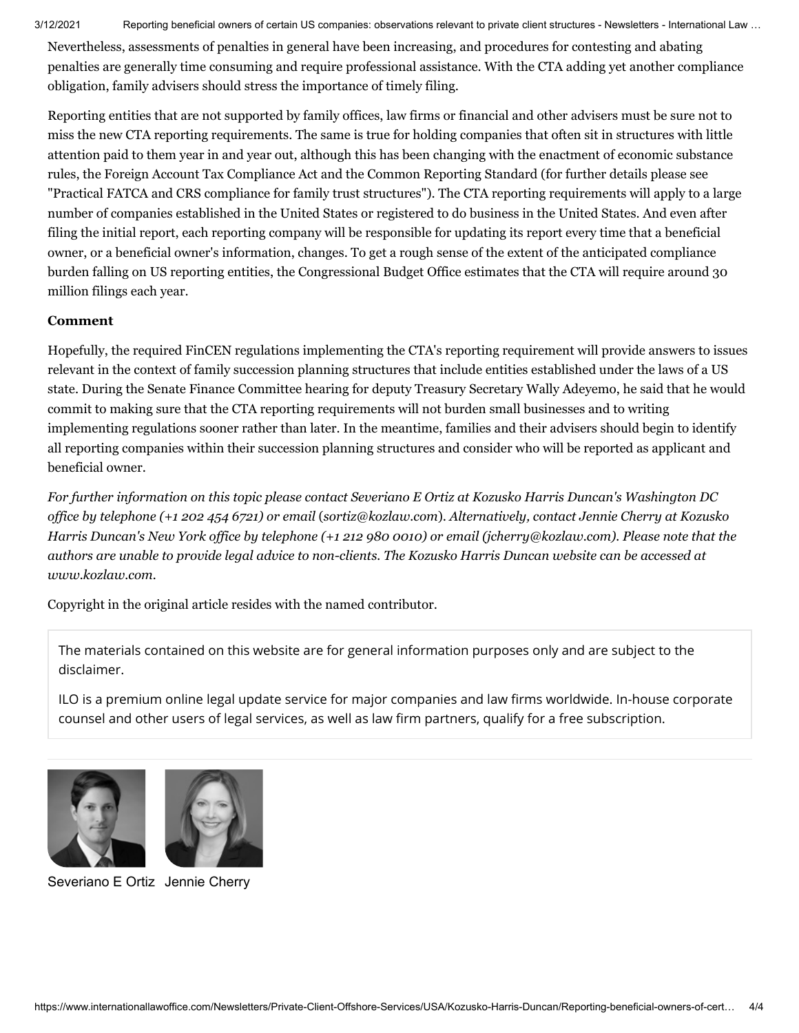Nevertheless, assessments of penalties in general have been increasing, and procedures for contesting and abating penalties are generally time consuming and require professional assistance. With the CTA adding yet another compliance obligation, family advisers should stress the importance of timely filing.

Reporting entities that are not supported by family offices, law firms or financial and other advisers must be sure not to miss the new CTA reporting requirements. The same is true for holding companies that often sit in structures with little attention paid to them year in and year out, although this has been changing with the enactment of economic substance rules, the Foreign Account Tax Compliance Act and the Common Reporting Standard (for further details please see "Practical FATCA and CRS compliance for family trust structures"). The CTA reporting requirements will apply to a large number of companies established in the United States or registered to do business in the United States. And even after filing the initial report, each reporting company will be responsible for updating its report every time that a beneficial owner, or a beneficial owner's information, changes. To get a rough sense of the extent of the anticipated compliance burden falling on US reporting entities, the Congressional Budget Office estimates that the CTA will require around 30 million filings each year.

**Comment**

Hopefully, the required FinCEN regulations implementing the CTA's reporting requirement will provide answers to issues relevant in the context of family succession planning structures that include entities established under the laws of a US state. During the Senate Finance Committee hearing for deputy Treasury Secretary Wally Adeyemo, he said that he would commit to making sure that the CTA reporting requirements will not burden small businesses and to writing implementing regulations sooner rather than later. In the meantime, families and their advisers should begin to identify all reporting companies within their succession planning structures and consider who will be reported as applicant and beneficial owner.

*For further information on this topic please contact Severiano E Ortiz at Kozusko Harris Duncan's Washington DC office by telephone (+1 202 454 6721) or email (sortiz@kozlaw.com). Alternatively, contact Jennie Cherry at Kozusko Harris Duncan's New York office by telephone (+1 212 980 0010) or email (jcherry@kozlaw.com). Please note that the authors are unable to provide legal advice to non-clients. The Kozusko Harris Duncan website can be accessed at www.kozlaw.com.*

Copyright in the original article resides with the named contributor.

The materials contained on this website are for general information purposes only and are subject to the disclaimer.

ILO is a premium online legal update service for major companies and law firms worldwide. In-house corporate counsel and other users of legal services, as well as law firm partners, qualify for a free subscription.

Severiano E Ortiz Jennie Cherry